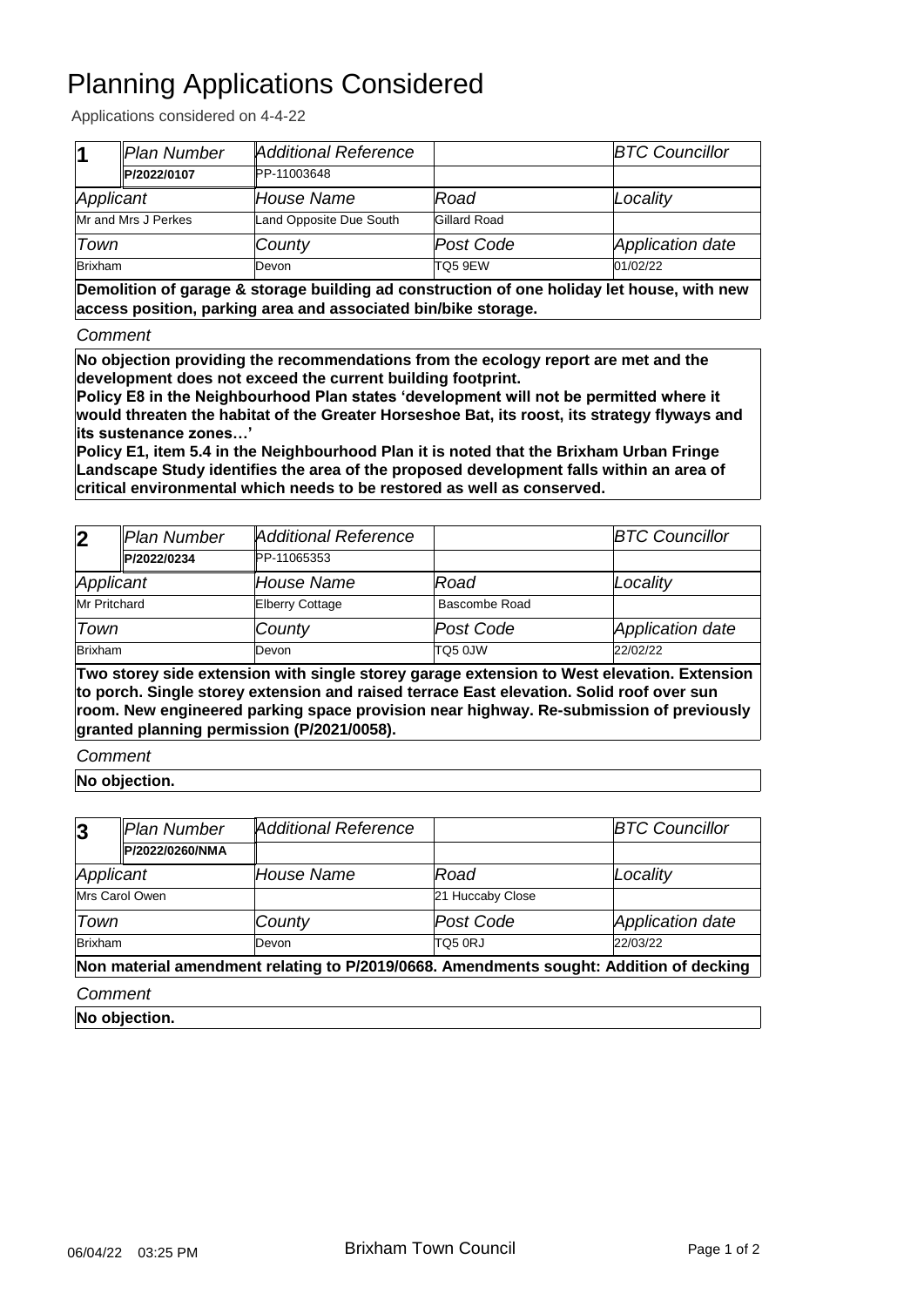# Planning Applications Considered

Applications considered on 4-4-22

| 1 | *Plan Number* | *Additional Reference* | | *BTC Councillor* |
|---|---|---|---|---|
| | **P/2022/0107** | PP-11003648 | | |
| *Applicant* | | *House Name* | *Road* | *Locality* |
| Mr and Mrs J Perkes | | Land Opposite Due South | Gillard Road | |
| *Town* | | *County* | *Post Code* | *Application date* |
| Brixham | | Devon | TQ5 9EW | 01/02/22 |

**Demolition of garage & storage building ad construction of one holiday let house, with new access position, parking area and associated bin/bike storage.**

*Comment*

**No objection providing the recommendations from the ecology report are met and the development does not exceed the current building footprint.**
**Policy E8 in the Neighbourhood Plan states 'development will not be permitted where it would threaten the habitat of the Greater Horseshoe Bat, its roost, its strategy flyways and its sustenance zones…'**
**Policy E1, item 5.4 in the Neighbourhood Plan it is noted that the Brixham Urban Fringe Landscape Study identifies the area of the proposed development falls within an area of critical environmental which needs to be restored as well as conserved.**

| 2 | *Plan Number* | *Additional Reference* | | *BTC Councillor* |
|---|---|---|---|---|
| | **P/2022/0234** | PP-11065353 | | |
| *Applicant* | | *House Name* | *Road* | *Locality* |
| Mr Pritchard | | Elberry Cottage | Bascombe Road | |
| *Town* | | *County* | *Post Code* | *Application date* |
| Brixham | | Devon | TQ5 0JW | 22/02/22 |

**Two storey side extension with single storey garage extension to West elevation. Extension to porch. Single storey extension and raised terrace East elevation. Solid roof over sun room. New engineered parking space provision near highway. Re-submission of previously granted planning permission (P/2021/0058).**

*Comment*

**No objection.**

| 3 | *Plan Number* | *Additional Reference* | | *BTC Councillor* |
|---|---|---|---|---|
| | **P/2022/0260/NMA** | | | |
| *Applicant* | | *House Name* | *Road* | *Locality* |
| Mrs Carol Owen | | | 21 Huccaby Close | |
| *Town* | | *County* | *Post Code* | *Application date* |
| Brixham | | Devon | TQ5 0RJ | 22/03/22 |

**Non material amendment relating to P/2019/0668. Amendments sought: Addition of decking**

*Comment*

**No objection.**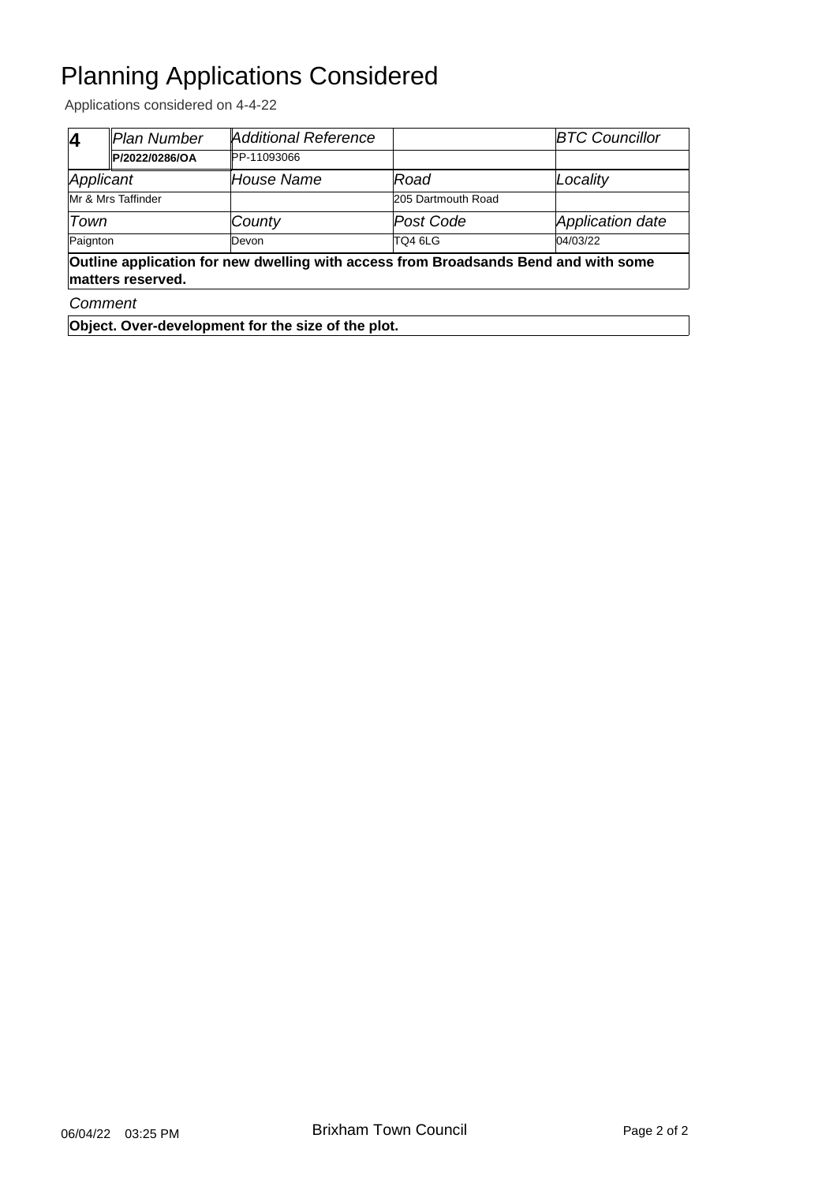# Planning Applications Considered

Applications considered on 4-4-22

| **4** | *Plan Number* | *Additional Reference* | | *BTC Councillor* |
|---|---|---|---|---|
| | **P/2022/0286/OA** | PP-11093066 | | |
| *Applicant* | | *House Name* | *Road* | *Locality* |
| Mr & Mrs Taffinder | | | 205 Dartmouth Road | |
| *Town* | | *County* | *Post Code* | *Application date* |
| Paignton | | Devon | TQ4 6LG | 04/03/22 |

**Outline application for new dwelling with access from Broadsands Bend and with some matters reserved.**

*Comment*

**Object. Over-development for the size of the plot.**